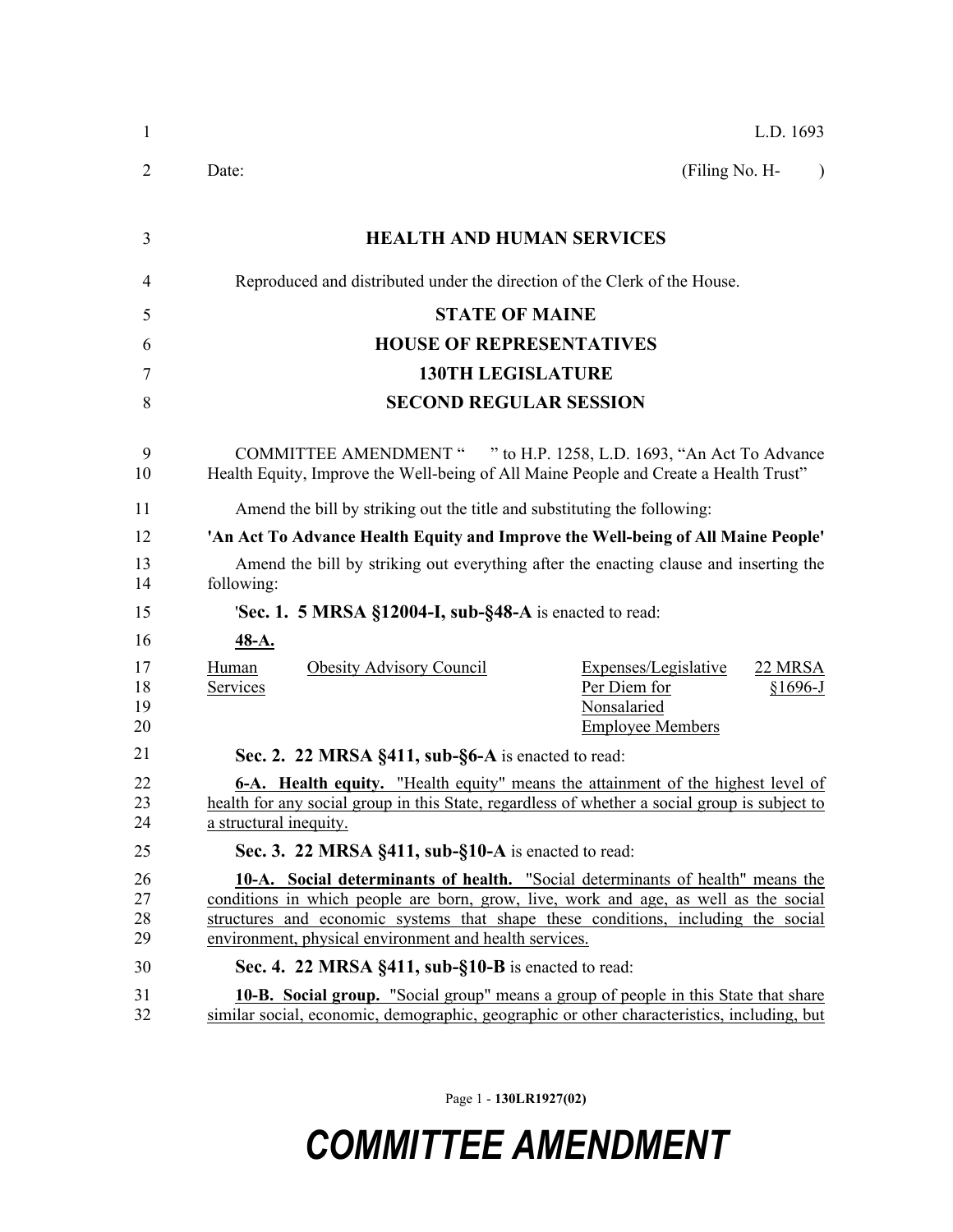L.D. 1693

Date: (Filing No. H- )

**HEALTH AND HUMAN SERVICES**

Reproduced and distributed under the direction of the Clerk of the House.

**STATE OF MAINE**

**HOUSE OF REPRESENTATIVES**

**130TH LEGISLATURE**

**SECOND REGULAR SESSION**

COMMITTEE AMENDMENT " " to H.P. 1258, L.D. 1693, "An Act To Advance Health Equity, Improve the Well-being of All Maine People and Create a Health Trust"

Amend the bill by striking out the title and substituting the following:

**'An Act To Advance Health Equity and Improve the Well-being of All Maine People'**

Amend the bill by striking out everything after the enacting clause and inserting the following:

'**Sec. 1. 5 MRSA §12004-I, sub-§48-A** is enacted to read:

**48-A.**

| Human Services | Obesity Advisory Council | Expenses/Legislative Per Diem for Nonsalaried Employee Members | 22 MRSA §1696-J |
|---|---|---|---|

**Sec. 2. 22 MRSA §411, sub-§6-A** is enacted to read:

**6-A. Health equity.** "Health equity" means the attainment of the highest level of health for any social group in this State, regardless of whether a social group is subject to a structural inequity.

**Sec. 3. 22 MRSA §411, sub-§10-A** is enacted to read:

**10-A. Social determinants of health.** "Social determinants of health" means the conditions in which people are born, grow, live, work and age, as well as the social structures and economic systems that shape these conditions, including the social environment, physical environment and health services.

**Sec. 4. 22 MRSA §411, sub-§10-B** is enacted to read:

**10-B. Social group.** "Social group" means a group of people in this State that share similar social, economic, demographic, geographic or other characteristics, including, but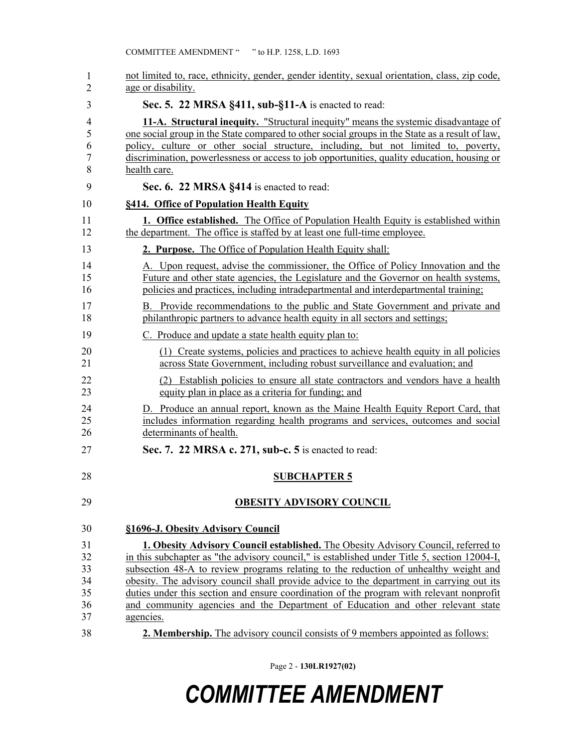not limited to, race, ethnicity, gender, gender identity, sexual orientation, class, zip code, age or disability.

**Sec. 5. 22 MRSA §411, sub-§11-A** is enacted to read:

**11-A. Structural inequity.** "Structural inequity" means the systemic disadvantage of one social group in the State compared to other social groups in the State as a result of law, policy, culture or other social structure, including, but not limited to, poverty, discrimination, powerlessness or access to job opportunities, quality education, housing or health care.

**Sec. 6. 22 MRSA §414** is enacted to read:

**§414. Office of Population Health Equity**

**1. Office established.** The Office of Population Health Equity is established within the department. The office is staffed by at least one full-time employee.

**2. Purpose.** The Office of Population Health Equity shall:

A. Upon request, advise the commissioner, the Office of Policy Innovation and the Future and other state agencies, the Legislature and the Governor on health systems, policies and practices, including intradepartmental and interdepartmental training;

B. Provide recommendations to the public and State Government and private and philanthropic partners to advance health equity in all sectors and settings;

C. Produce and update a state health equity plan to:

(1) Create systems, policies and practices to achieve health equity in all policies across State Government, including robust surveillance and evaluation; and

(2) Establish policies to ensure all state contractors and vendors have a health equity plan in place as a criteria for funding; and

D. Produce an annual report, known as the Maine Health Equity Report Card, that includes information regarding health programs and services, outcomes and social determinants of health.

**Sec. 7. 22 MRSA c. 271, sub-c. 5** is enacted to read:

**SUBCHAPTER 5**

**OBESITY ADVISORY COUNCIL**

**§1696-J. Obesity Advisory Council**

**1. Obesity Advisory Council established.** The Obesity Advisory Council, referred to in this subchapter as "the advisory council," is established under Title 5, section 12004-I, subsection 48-A to review programs relating to the reduction of unhealthy weight and obesity. The advisory council shall provide advice to the department in carrying out its duties under this section and ensure coordination of the program with relevant nonprofit and community agencies and the Department of Education and other relevant state agencies.

**2. Membership.** The advisory council consists of 9 members appointed as follows: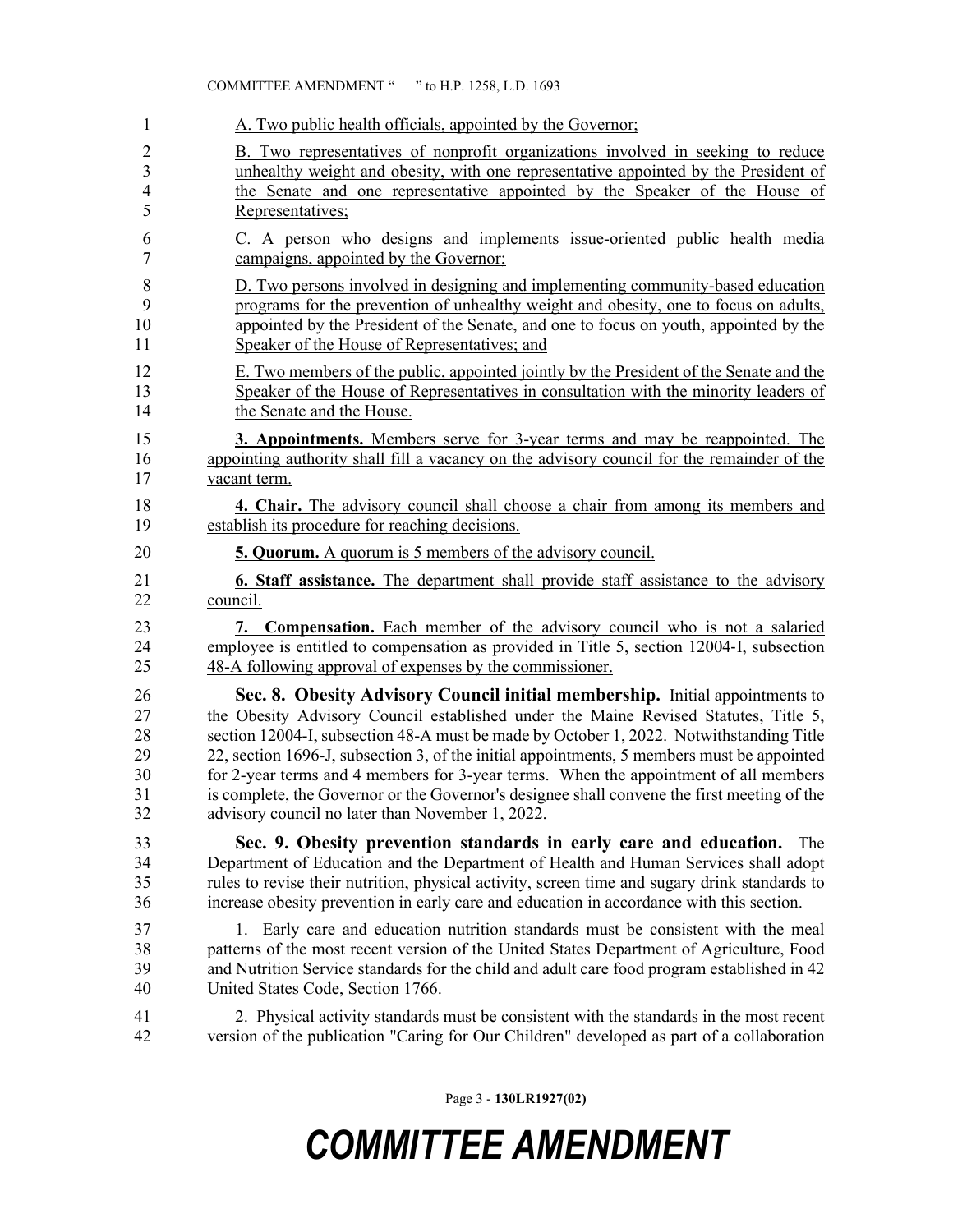A. Two public health officials, appointed by the Governor;

B. Two representatives of nonprofit organizations involved in seeking to reduce unhealthy weight and obesity, with one representative appointed by the President of the Senate and one representative appointed by the Speaker of the House of Representatives;

C. A person who designs and implements issue-oriented public health media campaigns, appointed by the Governor;

D. Two persons involved in designing and implementing community-based education programs for the prevention of unhealthy weight and obesity, one to focus on adults, appointed by the President of the Senate, and one to focus on youth, appointed by the Speaker of the House of Representatives; and

E. Two members of the public, appointed jointly by the President of the Senate and the Speaker of the House of Representatives in consultation with the minority leaders of the Senate and the House.

**3. Appointments.** Members serve for 3-year terms and may be reappointed. The appointing authority shall fill a vacancy on the advisory council for the remainder of the vacant term.

**4. Chair.** The advisory council shall choose a chair from among its members and establish its procedure for reaching decisions.

**5. Quorum.** A quorum is 5 members of the advisory council.

**6. Staff assistance.** The department shall provide staff assistance to the advisory council.

**7. Compensation.** Each member of the advisory council who is not a salaried employee is entitled to compensation as provided in Title 5, section 12004-I, subsection 48-A following approval of expenses by the commissioner.

**Sec. 8. Obesity Advisory Council initial membership.** Initial appointments to the Obesity Advisory Council established under the Maine Revised Statutes, Title 5, section 12004-I, subsection 48-A must be made by October 1, 2022. Notwithstanding Title 22, section 1696-J, subsection 3, of the initial appointments, 5 members must be appointed for 2-year terms and 4 members for 3-year terms. When the appointment of all members is complete, the Governor or the Governor's designee shall convene the first meeting of the advisory council no later than November 1, 2022.

**Sec. 9. Obesity prevention standards in early care and education.** The Department of Education and the Department of Health and Human Services shall adopt rules to revise their nutrition, physical activity, screen time and sugary drink standards to increase obesity prevention in early care and education in accordance with this section.

1. Early care and education nutrition standards must be consistent with the meal patterns of the most recent version of the United States Department of Agriculture, Food and Nutrition Service standards for the child and adult care food program established in 42 United States Code, Section 1766.

2. Physical activity standards must be consistent with the standards in the most recent version of the publication "Caring for Our Children" developed as part of a collaboration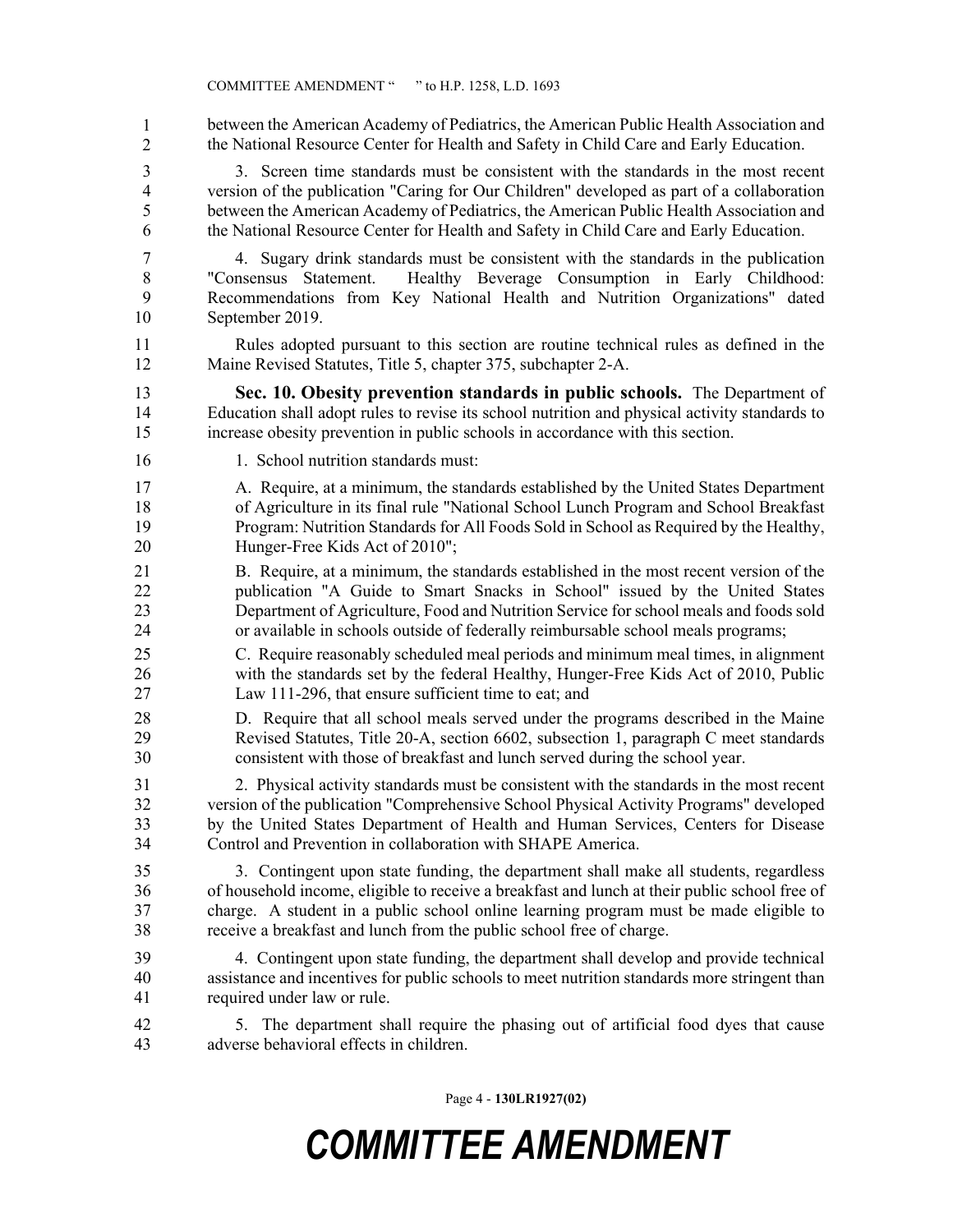between the American Academy of Pediatrics, the American Public Health Association and the National Resource Center for Health and Safety in Child Care and Early Education.

3. Screen time standards must be consistent with the standards in the most recent version of the publication "Caring for Our Children" developed as part of a collaboration between the American Academy of Pediatrics, the American Public Health Association and the National Resource Center for Health and Safety in Child Care and Early Education.

4. Sugary drink standards must be consistent with the standards in the publication "Consensus Statement. Healthy Beverage Consumption in Early Childhood: Recommendations from Key National Health and Nutrition Organizations" dated September 2019.

Rules adopted pursuant to this section are routine technical rules as defined in the Maine Revised Statutes, Title 5, chapter 375, subchapter 2-A.

**Sec. 10. Obesity prevention standards in public schools.** The Department of Education shall adopt rules to revise its school nutrition and physical activity standards to increase obesity prevention in public schools in accordance with this section.

1. School nutrition standards must:

A. Require, at a minimum, the standards established by the United States Department of Agriculture in its final rule "National School Lunch Program and School Breakfast Program: Nutrition Standards for All Foods Sold in School as Required by the Healthy, Hunger-Free Kids Act of 2010";

B. Require, at a minimum, the standards established in the most recent version of the publication "A Guide to Smart Snacks in School" issued by the United States Department of Agriculture, Food and Nutrition Service for school meals and foods sold or available in schools outside of federally reimbursable school meals programs;

C. Require reasonably scheduled meal periods and minimum meal times, in alignment with the standards set by the federal Healthy, Hunger-Free Kids Act of 2010, Public Law 111-296, that ensure sufficient time to eat; and

D. Require that all school meals served under the programs described in the Maine Revised Statutes, Title 20-A, section 6602, subsection 1, paragraph C meet standards consistent with those of breakfast and lunch served during the school year.

2. Physical activity standards must be consistent with the standards in the most recent version of the publication "Comprehensive School Physical Activity Programs" developed by the United States Department of Health and Human Services, Centers for Disease Control and Prevention in collaboration with SHAPE America.

3. Contingent upon state funding, the department shall make all students, regardless of household income, eligible to receive a breakfast and lunch at their public school free of charge. A student in a public school online learning program must be made eligible to receive a breakfast and lunch from the public school free of charge.

4. Contingent upon state funding, the department shall develop and provide technical assistance and incentives for public schools to meet nutrition standards more stringent than required under law or rule.

5. The department shall require the phasing out of artificial food dyes that cause adverse behavioral effects in children.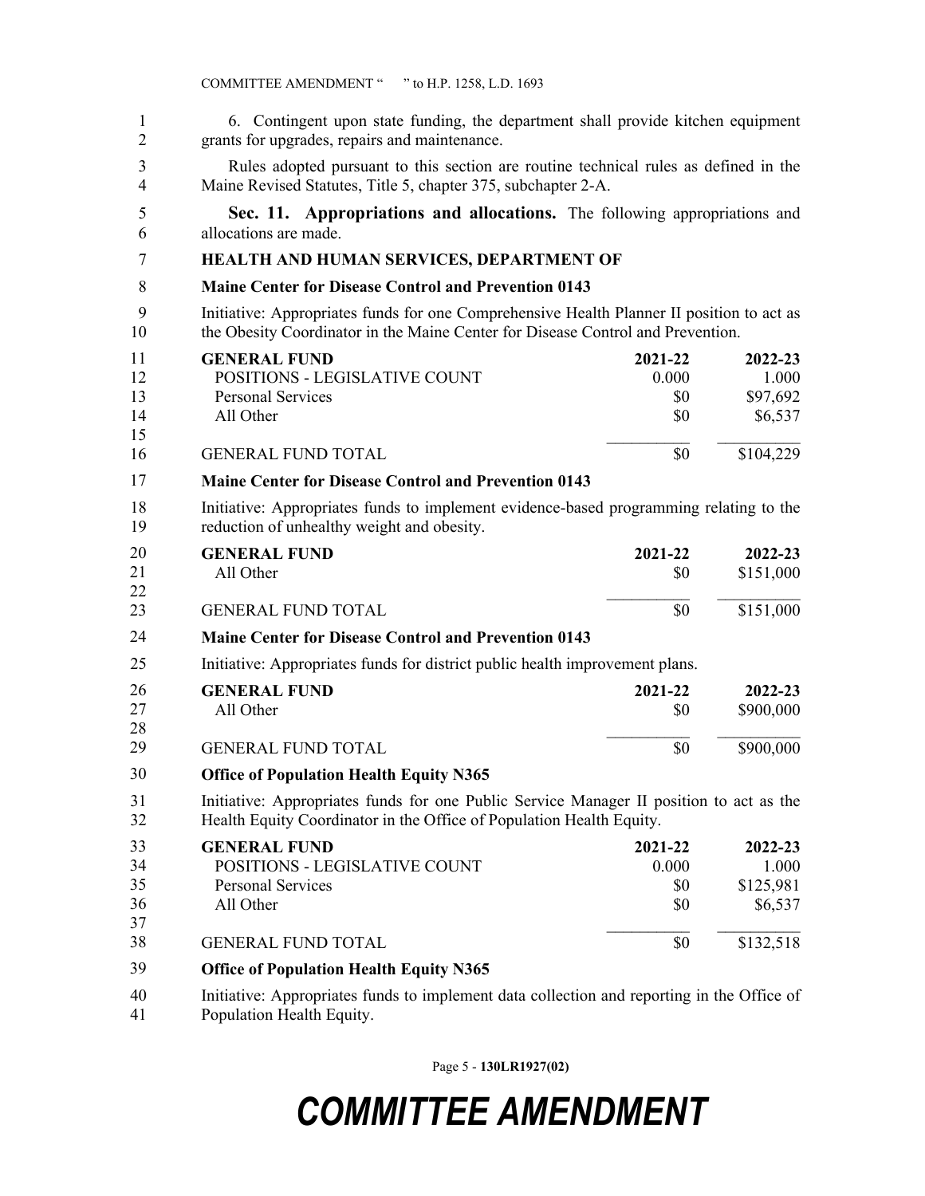6. Contingent upon state funding, the department shall provide kitchen equipment grants for upgrades, repairs and maintenance.

Rules adopted pursuant to this section are routine technical rules as defined in the Maine Revised Statutes, Title 5, chapter 375, subchapter 2-A.

**Sec. 11. Appropriations and allocations.** The following appropriations and allocations are made.

**HEALTH AND HUMAN SERVICES, DEPARTMENT OF**

**Maine Center for Disease Control and Prevention 0143**

Initiative: Appropriates funds for one Comprehensive Health Planner II position to act as the Obesity Coordinator in the Maine Center for Disease Control and Prevention.

| **GENERAL FUND** | **2021-22** | **2022-23** |
|---|---|---|
| POSITIONS - LEGISLATIVE COUNT | 0.000 | 1.000 |
| Personal Services | $0 | $97,692 |
| All Other | $0 | $6,537 |
| GENERAL FUND TOTAL | $0 | $104,229 |

**Maine Center for Disease Control and Prevention 0143**

Initiative: Appropriates funds to implement evidence-based programming relating to the reduction of unhealthy weight and obesity.

| **GENERAL FUND** | **2021-22** | **2022-23** |
|---|---|---|
| All Other | $0 | $151,000 |
| GENERAL FUND TOTAL | $0 | $151,000 |

**Maine Center for Disease Control and Prevention 0143**

Initiative: Appropriates funds for district public health improvement plans.

| **GENERAL FUND** | **2021-22** | **2022-23** |
|---|---|---|
| All Other | $0 | $900,000 |
| GENERAL FUND TOTAL | $0 | $900,000 |

**Office of Population Health Equity N365**

Initiative: Appropriates funds for one Public Service Manager II position to act as the Health Equity Coordinator in the Office of Population Health Equity.

| **GENERAL FUND** | **2021-22** | **2022-23** |
|---|---|---|
| POSITIONS - LEGISLATIVE COUNT | 0.000 | 1.000 |
| Personal Services | $0 | $125,981 |
| All Other | $0 | $6,537 |
| GENERAL FUND TOTAL | $0 | $132,518 |

**Office of Population Health Equity N365**

Initiative: Appropriates funds to implement data collection and reporting in the Office of Population Health Equity.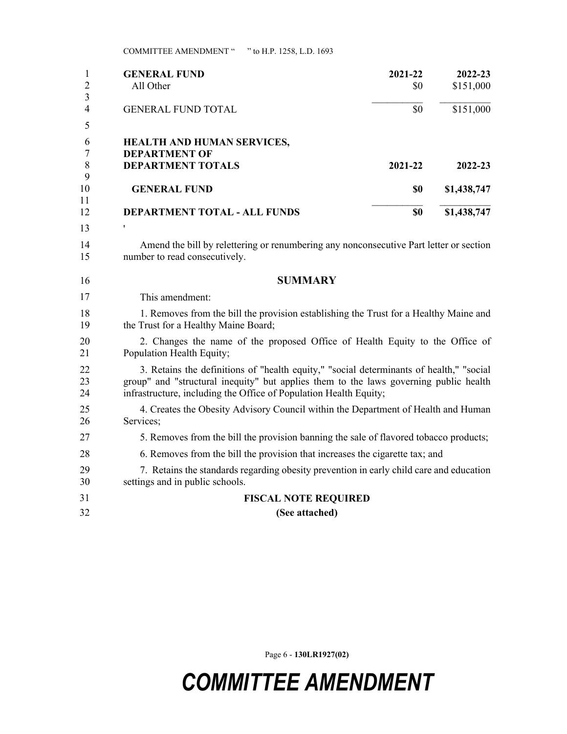| | 2021-22 | 2022-23 |
|---|---|---|
| **GENERAL FUND** | | |
| All Other | $0 | $151,000 |
| GENERAL FUND TOTAL | $0 | $151,000 |

**HEALTH AND HUMAN SERVICES, DEPARTMENT OF**

| **DEPARTMENT TOTALS** | **2021-22** | **2022-23** |
|---|---|---|
| **GENERAL FUND** | **$0** | **$1,438,747** |
| **DEPARTMENT TOTAL - ALL FUNDS** | **$0** | **$1,438,747** |

'

Amend the bill by relettering or renumbering any nonconsecutive Part letter or section number to read consecutively.

## SUMMARY

This amendment:

1. Removes from the bill the provision establishing the Trust for a Healthy Maine and the Trust for a Healthy Maine Board;

2. Changes the name of the proposed Office of Health Equity to the Office of Population Health Equity;

3. Retains the definitions of "health equity," "social determinants of health," "social group" and "structural inequity" but applies them to the laws governing public health infrastructure, including the Office of Population Health Equity;

4. Creates the Obesity Advisory Council within the Department of Health and Human Services;

5. Removes from the bill the provision banning the sale of flavored tobacco products;

6. Removes from the bill the provision that increases the cigarette tax; and

7. Retains the standards regarding obesity prevention in early child care and education settings and in public schools.

**FISCAL NOTE REQUIRED**

**(See attached)**